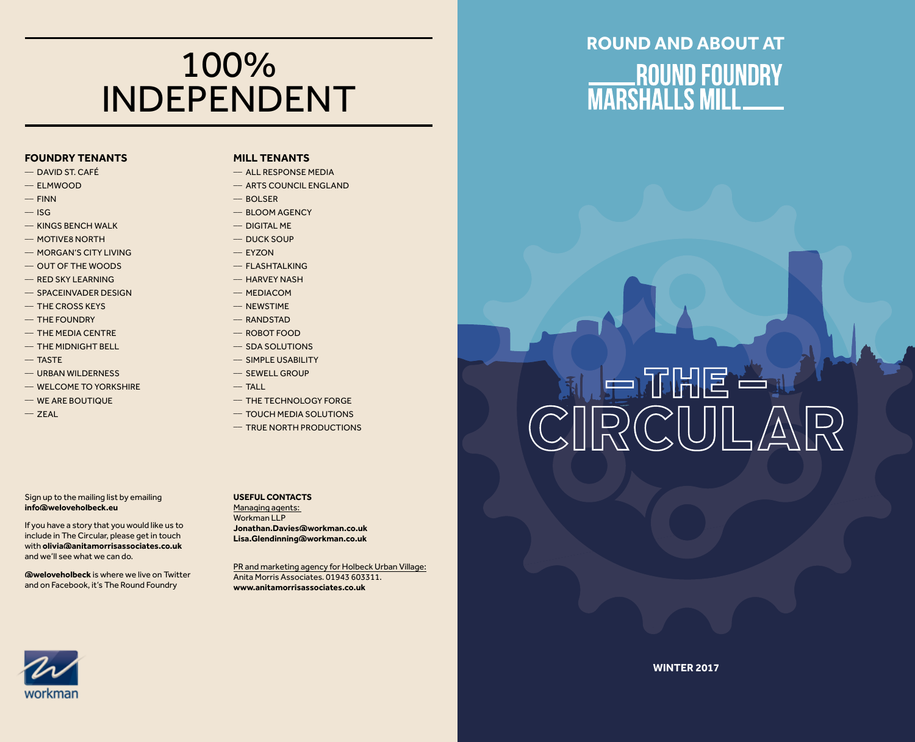# 100% INDEPENDENT

## FOUNDRY TENANTS

- DAVID ST. CAFÉ
- ELMWOOD
- FINN
- ISG
- KINGS BENCH WALK
- MOTIVE8 NORTH
- MORGAN'S CITY LIVING
- OUT OF THE WOODS
- RED SKY LEARNING
- SPACEINVADER DESIGN
- THE CROSS KEYS
- THE FOUNDRY
- THE MEDIA CENTRE
- THE MIDNIGHT BELL
- TASTE
- URBAN WILDERNESS
- WELCOME TO YORKSHIRE
- WE ARE BOUTIQUE
- ZEAL

## MILL TENANTS

- ALL RESPONSE MEDIA
- ARTS COUNCIL ENGLAND
- BOLSER
- BLOOM AGENCY
- DIGITAL ME
- DUCK SOUP
- EYZON
- FLASHTALKING
- HARVEY NASH
- MEDIACOM
- NEWSTIME
- RANDSTAD
- ROBOT FOOD
- SDA SOLUTIONS
- SIMPLE USABILITY
- SEWELL GROUP
- TALL
- THE TECHNOLOGY FORGE
- TOUCH MEDIA SOLUTIONS
- TRUE NORTH PRODUCTIONS

Sign up to the mailing list by emailing **info@weloveholbeck.eu**

If you have a story that you would like us to include in The Circular, please get in touch with **olivia@anitamorrisassociates.co.uk** and we'll see what we can do.

**@weloveholbeck** is where we live on Twitter and on Facebook, it's The Round Foundry

**USEFUL CONTACTS**

Managing agents:
Workman LLP
**Jonathan.Davies@workman.co.uk**
**Lisa.Glendinning@workman.co.uk**

PR and marketing agency for Holbeck Urban Village:
Anita Morris Associates. 01943 603311.
**www.anitamorrisassociates.co.uk**

workman

**ROUND AND ABOUT AT**

# ROUND FOUNDRY MARSHALLS MILL

# – THE – CIRCULAR

**WINTER 2017**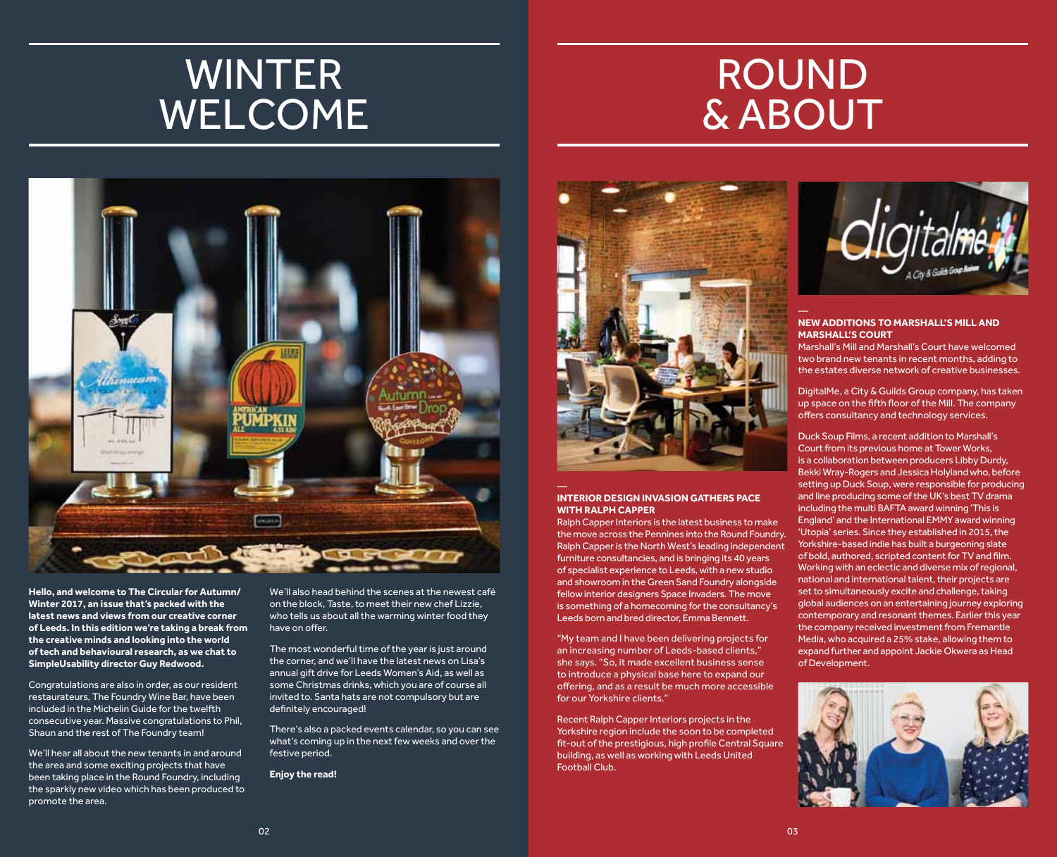# WINTER WELCOME

**Hello, and welcome to The Circular for Autumn/ Winter 2017, an issue that's packed with the latest news and views from our creative corner of Leeds. In this edition we're taking a break from the creative minds and looking into the world of tech and behavioural research, as we chat to SimpleUsability director Guy Redwood.**

Congratulations are also in order, as our resident restaurateurs, The Foundry Wine Bar, have been included in the Michelin Guide for the twelfth consecutive year. Massive congratulations to Phil, Shaun and the rest of The Foundry team!

We'll hear all about the new tenants in and around the area and some exciting projects that have been taking place in the Round Foundry, including the sparkly new video which has been produced to promote the area.

We'll also head behind the scenes at the newest café on the block, Taste, to meet their new chef Lizzie, who tells us about all the warming winter food they have on offer.

The most wonderful time of the year is just around the corner, and we'll have the latest news on Lisa's annual gift drive for Leeds Women's Aid, as well as some Christmas drinks, which you are of course all invited to. Santa hats are not compulsory but are definitely encouraged!

There's also a packed events calendar, so you can see what's coming up in the next few weeks and over the festive period.

**Enjoy the read!**

# ROUND & ABOUT

### INTERIOR DESIGN INVASION GATHERS PACE WITH RALPH CAPPER

Ralph Capper Interiors is the latest business to make the move across the Pennines into the Round Foundry. Ralph Capper is the North West's leading independent furniture consultancies, and is bringing its 40 years of specialist experience to Leeds, with a new studio and showroom in the Green Sand Foundry alongside fellow interior designers Space Invaders. The move is something of a homecoming for the consultancy's Leeds born and bred director, Emma Bennett.

"My team and I have been delivering projects for an increasing number of Leeds-based clients," she says. "So, it made excellent business sense to introduce a physical base here to expand our offering, and as a result be much more accessible for our Yorkshire clients."

Recent Ralph Capper Interiors projects in the Yorkshire region include the soon to be completed fit-out of the prestigious, high profile Central Square building, as well as working with Leeds United Football Club.

### NEW ADDITIONS TO MARSHALL'S MILL AND MARSHALL'S COURT

Marshall's Mill and Marshall's Court have welcomed two brand new tenants in recent months, adding to the estates diverse network of creative businesses.

DigitalMe, a City & Guilds Group company, has taken up space on the fifth floor of the Mill. The company offers consultancy and technology services.

Duck Soup Films, a recent addition to Marshall's Court from its previous home at Tower Works, is a collaboration between producers Libby Durdy, Bekki Wray-Rogers and Jessica Holyland who, before setting up Duck Soup, were responsible for producing and line producing some of the UK's best TV drama including the multi BAFTA award winning 'This is England' and the International EMMY award winning 'Utopia' series. Since they established in 2015, the Yorkshire-based indie has built a burgeoning slate of bold, authored, scripted content for TV and film. Working with an eclectic and diverse mix of regional, national and international talent, their projects are set to simultaneously excite and challenge, taking global audiences on an entertaining journey exploring contemporary and resonant themes. Earlier this year the company received investment from Fremantle Media, who acquired a 25% stake, allowing them to expand further and appoint Jackie Okwera as Head of Development.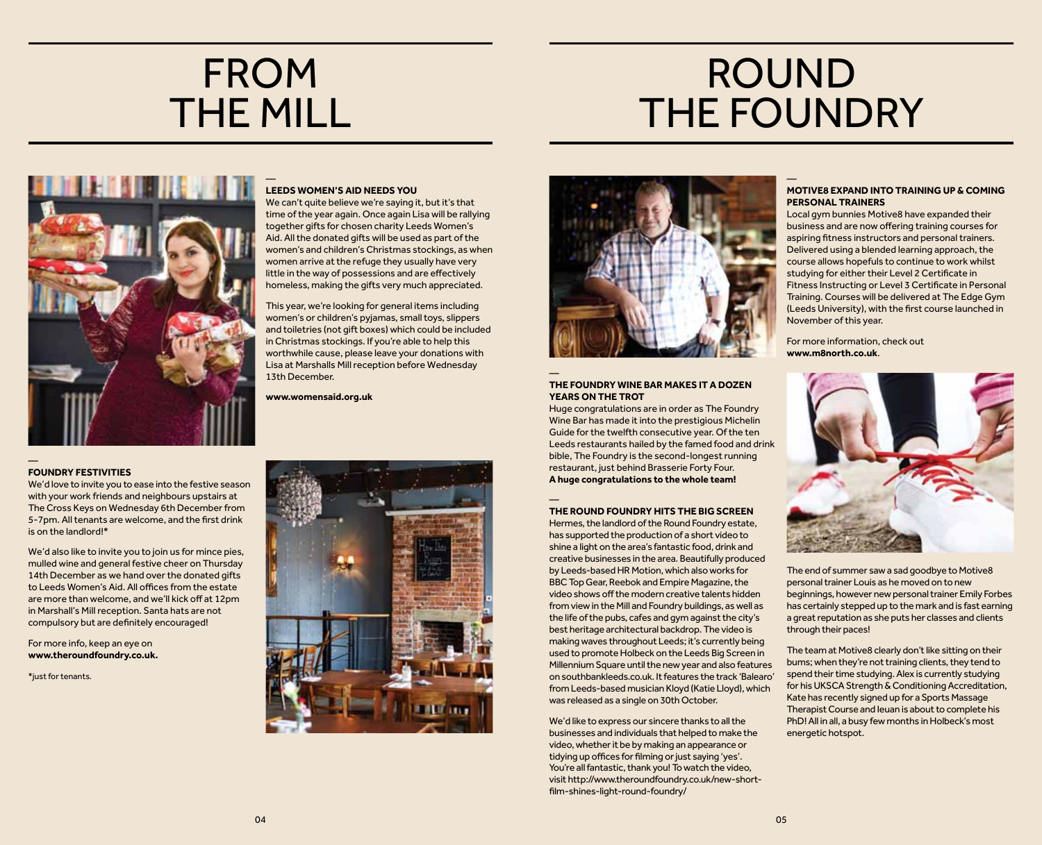# FROM THE MILL

## LEEDS WOMEN'S AID NEEDS YOU

We can't quite believe we're saying it, but it's that time of the year again. Once again Lisa will be rallying together gifts for chosen charity Leeds Women's Aid. All the donated gifts will be used as part of the women's and children's Christmas stockings, as when women arrive at the refuge they usually have very little in the way of possessions and are effectively homeless, making the gifts very much appreciated.

This year, we're looking for general items including women's or children's pyjamas, small toys, slippers and toiletries (not gift boxes) which could be included in Christmas stockings. If you're able to help this worthwhile cause, please leave your donations with Lisa at Marshalls Mill reception before Wednesday 13th December.

**www.womensaid.org.uk**

## FOUNDRY FESTIVITIES

We'd love to invite you to ease into the festive season with your work friends and neighbours upstairs at The Cross Keys on Wednesday 6th December from 5-7pm. All tenants are welcome, and the first drink is on the landlord!*

We'd also like to invite you to join us for mince pies, mulled wine and general festive cheer on Thursday 14th December as we hand over the donated gifts to Leeds Women's Aid. All offices from the estate are more than welcome, and we'll kick off at 12pm in Marshall's Mill reception. Santa hats are not compulsory but are definitely encouraged!

For more info, keep an eye on **www.theroundfoundry.co.uk.**

*just for tenants.

# ROUND THE FOUNDRY

## THE FOUNDRY WINE BAR MAKES IT A DOZEN YEARS ON THE TROT

Huge congratulations are in order as The Foundry Wine Bar has made it into the prestigious Michelin Guide for the twelfth consecutive year. Of the ten Leeds restaurants hailed by the famed food and drink bible, The Foundry is the second-longest running restaurant, just behind Brasserie Forty Four. **A huge congratulations to the whole team!**

## THE ROUND FOUNDRY HITS THE BIG SCREEN

Hermes, the landlord of the Round Foundry estate, has supported the production of a short video to shine a light on the area's fantastic food, drink and creative businesses in the area. Beautifully produced by Leeds-based HR Motion, which also works for BBC Top Gear, Reebok and Empire Magazine, the video shows off the modern creative talents hidden from view in the Mill and Foundry buildings, as well as the life of the pubs, cafes and gym against the city's best heritage architectural backdrop. The video is making waves throughout Leeds; it's currently being used to promote Holbeck on the Leeds Big Screen in Millennium Square until the new year and also features on southbankleeds.co.uk. It features the track 'Balearo' from Leeds-based musician Kloyd (Katie Lloyd), which was released as a single on 30th October.

We'd like to express our sincere thanks to all the businesses and individuals that helped to make the video, whether it be by making an appearance or tidying up offices for filming or just saying 'yes'. You're all fantastic, thank you! To watch the video, visit http://www.theroundfoundry.co.uk/new-short-film-shines-light-round-foundry/

## MOTIVE8 EXPAND INTO TRAINING UP & COMING PERSONAL TRAINERS

Local gym bunnies Motive8 have expanded their business and are now offering training courses for aspiring fitness instructors and personal trainers. Delivered using a blended learning approach, the course allows hopefuls to continue to work whilst studying for either their Level 2 Certificate in Fitness Instructing or Level 3 Certificate in Personal Training. Courses will be delivered at The Edge Gym (Leeds University), with the first course launched in November of this year.

For more information, check out **www.m8north.co.uk**.

The end of summer saw a sad goodbye to Motive8 personal trainer Louis as he moved on to new beginnings, however new personal trainer Emily Forbes has certainly stepped up to the mark and is fast earning a great reputation as she puts her classes and clients through their paces!

The team at Motive8 clearly don't like sitting on their bums; when they're not training clients, they tend to spend their time studying. Alex is currently studying for his UKSCA Strength & Conditioning Accreditation, Kate has recently signed up for a Sports Massage Therapist Course and Ieuan is about to complete his PhD! All in all, a busy few months in Holbeck's most energetic hotspot.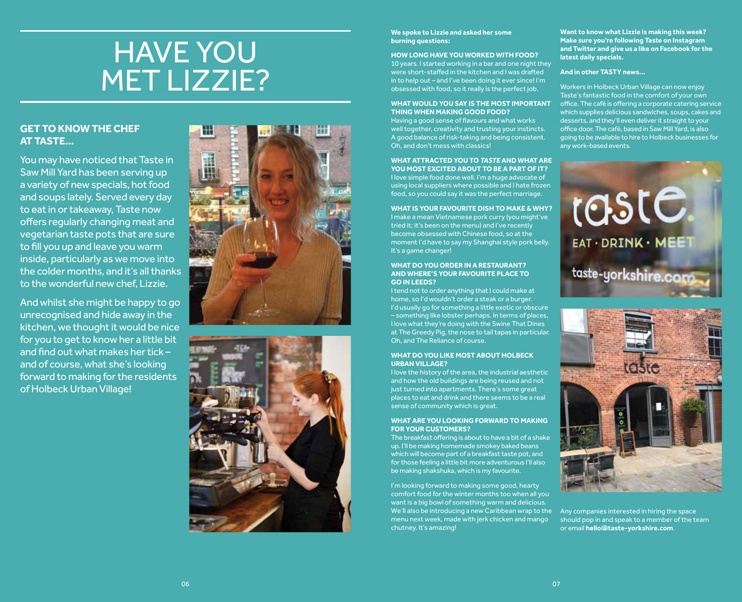# HAVE YOU MET LIZZIE?

## GET TO KNOW THE CHEF AT TASTE...

You may have noticed that Taste in Saw Mill Yard has been serving up a variety of new specials, hot food and soups lately. Served every day to eat in or takeaway, Taste now offers regularly changing meat and vegetarian taste pots that are sure to fill you up and leave you warm inside, particularly as we move into the colder months, and it's all thanks to the wonderful new chef, Lizzie.

And whilst she might be happy to go unrecognised and hide away in the kitchen, we thought it would be nice for you to get to know her a little bit and find out what makes her tick – and of course, what she's looking forward to making for the residents of Holbeck Urban Village!

**We spoke to Lizzie and asked her some burning questions:**

**HOW LONG HAVE YOU WORKED WITH FOOD?**
10 years. I started working in a bar and one night they were short-staffed in the kitchen and I was drafted in to help out – and I've been doing it ever since! I'm obsessed with food, so it really is the perfect job.

**WHAT WOULD YOU SAY IS THE MOST IMPORTANT THING WHEN MAKING GOOD FOOD?**
Having a good sense of flavours and what works well together, creativity and trusting your instincts. A good balance of risk-taking and being consistent. Oh, and don't mess with classics!

**WHAT ATTRACTED YOU TO *TASTE* AND WHAT ARE YOU MOST EXCITED ABOUT TO BE A PART OF IT?**
I love simple food done well. I'm a huge advocate of using local suppliers where possible and I hate frozen food, so you could say it was the perfect marriage.

**WHAT IS YOUR FAVOURITE DISH TO MAKE & WHY?**
I make a mean Vietnamese pork curry (you might've tried it; it's been on the menu) and I've recently become obsessed with Chinese food, so at the moment I'd have to say my Shanghai style pork belly. It's a game changer!

**WHAT DO YOU ORDER IN A RESTAURANT? AND WHERE'S YOUR FAVOURITE PLACE TO GO IN LEEDS?**
I tend not to order anything that I could make at home, so I'd wouldn't order a steak or a burger. I'd usually go for something a little exotic or obscure – something like lobster perhaps. In terms of places, I love what they're doing with the Swine That Dines at The Greedy Pig, the nose to tail tapas in particular. Oh, and The Reliance of course.

**WHAT DO YOU LIKE MOST ABOUT HOLBECK URBAN VILLAGE?**
I love the history of the area, the industrial aesthetic and how the old buildings are being reused and not just turned into apartments. There's some great places to eat and drink and there seems to be a real sense of community which is great.

**WHAT ARE YOU LOOKING FORWARD TO MAKING FOR YOUR CUSTOMERS?**
The breakfast offering is about to have a bit of a shake up. I'll be making homemade smokey baked beans which will become part of a breakfast taste pot, and for those feeling a little bit more adventurous I'll also be making shakshuka, which is my favourite.

I'm looking forward to making some good, hearty comfort food for the winter months too when all you want is a big bowl of something warm and delicious. We'll also be introducing a new Caribbean wrap to the menu next week, made with jerk chicken and mango chutney. It's amazing!

**Want to know what Lizzie is making this week? Make sure you're following Taste on Instagram and Twitter and give us a like on Facebook for the latest daily specials.**

**And in other TASTY news...**

Workers in Holbeck Urban Village can now enjoy Taste's fantastic food in the comfort of your own office. The café is offering a corporate catering service which supplies delicious sandwiches, soups, cakes and desserts, and they'll even deliver it straight to your office door. The café, based in Saw Mill Yard, is also going to be available to hire to Holbeck businesses for any work-based events.

Any companies interested in hiring the space should pop in and speak to a member of the team or email **hello@taste-yorkshire.com**.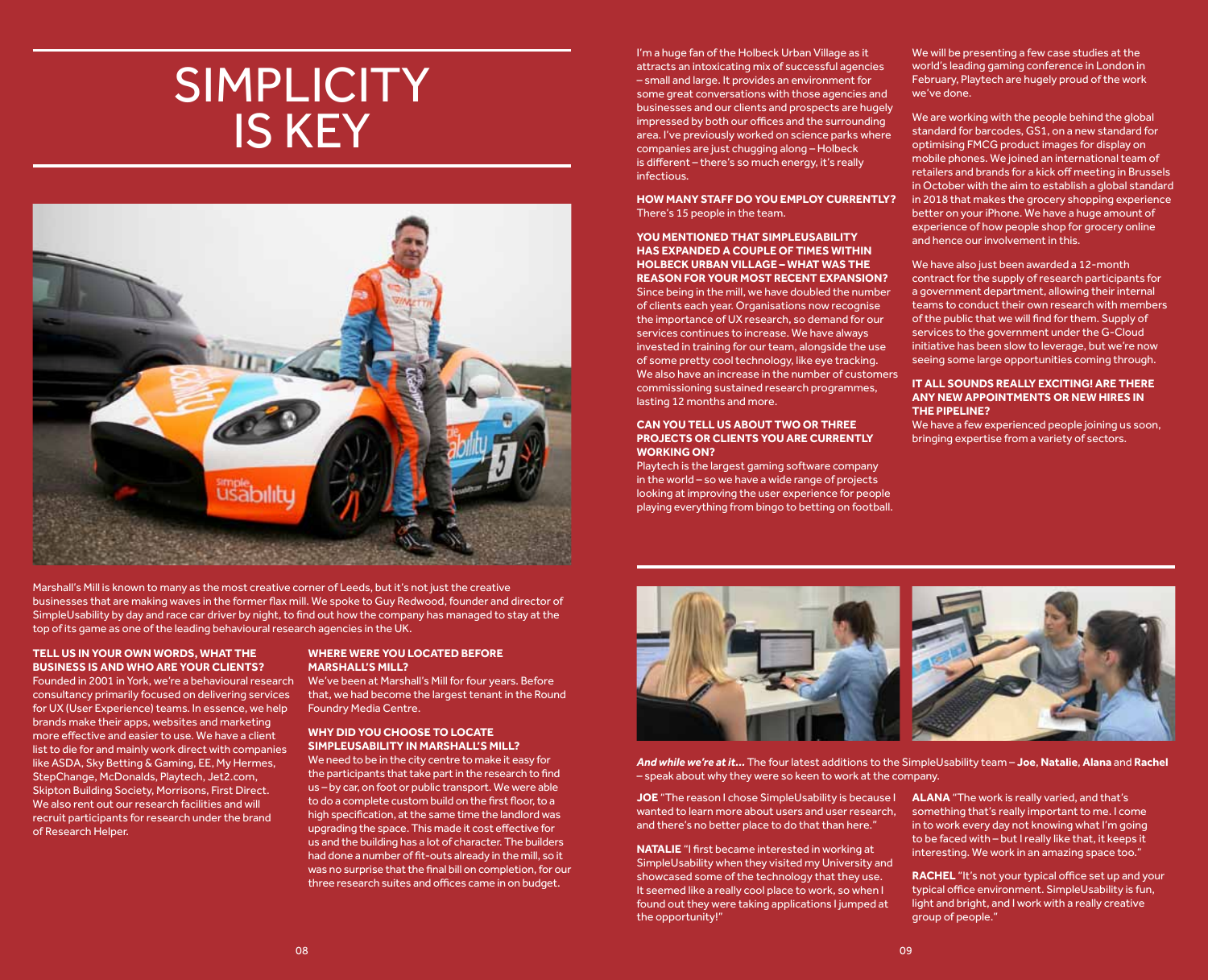# SIMPLICITY IS KEY

Marshall's Mill is known to many as the most creative corner of Leeds, but it's not just the creative businesses that are making waves in the former flax mill. We spoke to Guy Redwood, founder and director of SimpleUsability by day and race car driver by night, to find out how the company has managed to stay at the top of its game as one of the leading behavioural research agencies in the UK.

**TELL US IN YOUR OWN WORDS, WHAT THE BUSINESS IS AND WHO ARE YOUR CLIENTS?**
Founded in 2001 in York, we're a behavioural research consultancy primarily focused on delivering services for UX (User Experience) teams. In essence, we help brands make their apps, websites and marketing more effective and easier to use. We have a client list to die for and mainly work direct with companies like ASDA, Sky Betting & Gaming, EE, My Hermes, StepChange, McDonalds, Playtech, Jet2.com, Skipton Building Society, Morrisons, First Direct. We also rent out our research facilities and will recruit participants for research under the brand of Research Helper.

**WHERE WERE YOU LOCATED BEFORE MARSHALL'S MILL?**
We've been at Marshall's Mill for four years. Before that, we had become the largest tenant in the Round Foundry Media Centre.

**WHY DID YOU CHOOSE TO LOCATE SIMPLEUSABILITY IN MARSHALL'S MILL?**
We need to be in the city centre to make it easy for the participants that take part in the research to find us – by car, on foot or public transport. We were able to do a complete custom build on the first floor, to a high specification, at the same time the landlord was upgrading the space. This made it cost effective for us and the building has a lot of character. The builders had done a number of fit-outs already in the mill, so it was no surprise that the final bill on completion, for our three research suites and offices came in on budget.

I'm a huge fan of the Holbeck Urban Village as it attracts an intoxicating mix of successful agencies – small and large. It provides an environment for some great conversations with those agencies and businesses and our clients and prospects are hugely impressed by both our offices and the surrounding area. I've previously worked on science parks where companies are just chugging along – Holbeck is different – there's so much energy, it's really infectious.

**HOW MANY STAFF DO YOU EMPLOY CURRENTLY?**
There's 15 people in the team.

**YOU MENTIONED THAT SIMPLEUSABILITY HAS EXPANDED A COUPLE OF TIMES WITHIN HOLBECK URBAN VILLAGE – WHAT WAS THE REASON FOR YOUR MOST RECENT EXPANSION?**
Since being in the mill, we have doubled the number of clients each year. Organisations now recognise the importance of UX research, so demand for our services continues to increase. We have always invested in training for our team, alongside the use of some pretty cool technology, like eye tracking. We also have an increase in the number of customers commissioning sustained research programmes, lasting 12 months and more.

**CAN YOU TELL US ABOUT TWO OR THREE PROJECTS OR CLIENTS YOU ARE CURRENTLY WORKING ON?**
Playtech is the largest gaming software company in the world – so we have a wide range of projects looking at improving the user experience for people playing everything from bingo to betting on football.

We will be presenting a few case studies at the world's leading gaming conference in London in February, Playtech are hugely proud of the work we've done.

We are working with the people behind the global standard for barcodes, GS1, on a new standard for optimising FMCG product images for display on mobile phones. We joined an international team of retailers and brands for a kick off meeting in Brussels in October with the aim to establish a global standard in 2018 that makes the grocery shopping experience better on your iPhone. We have a huge amount of experience of how people shop for grocery online and hence our involvement in this.

We have also just been awarded a 12-month contract for the supply of research participants for a government department, allowing their internal teams to conduct their own research with members of the public that we will find for them. Supply of services to the government under the G-Cloud initiative has been slow to leverage, but we're now seeing some large opportunities coming through.

**IT ALL SOUNDS REALLY EXCITING! ARE THERE ANY NEW APPOINTMENTS OR NEW HIRES IN THE PIPELINE?**
We have a few experienced people joining us soon, bringing expertise from a variety of sectors.

***And while we're at it...*** The four latest additions to the SimpleUsability team – **Joe**, **Natalie**, **Alana** and **Rachel** – speak about why they were so keen to work at the company.

**JOE** "The reason I chose SimpleUsability is because I wanted to learn more about users and user research, and there's no better place to do that than here."

**NATALIE** "I first became interested in working at SimpleUsability when they visited my University and showcased some of the technology that they use. It seemed like a really cool place to work, so when I found out they were taking applications I jumped at the opportunity!"

**ALANA** "The work is really varied, and that's something that's really important to me. I come in to work every day not knowing what I'm going to be faced with – but I really like that, it keeps it interesting. We work in an amazing space too."

**RACHEL** "It's not your typical office set up and your typical office environment. SimpleUsability is fun, light and bright, and I work with a really creative group of people."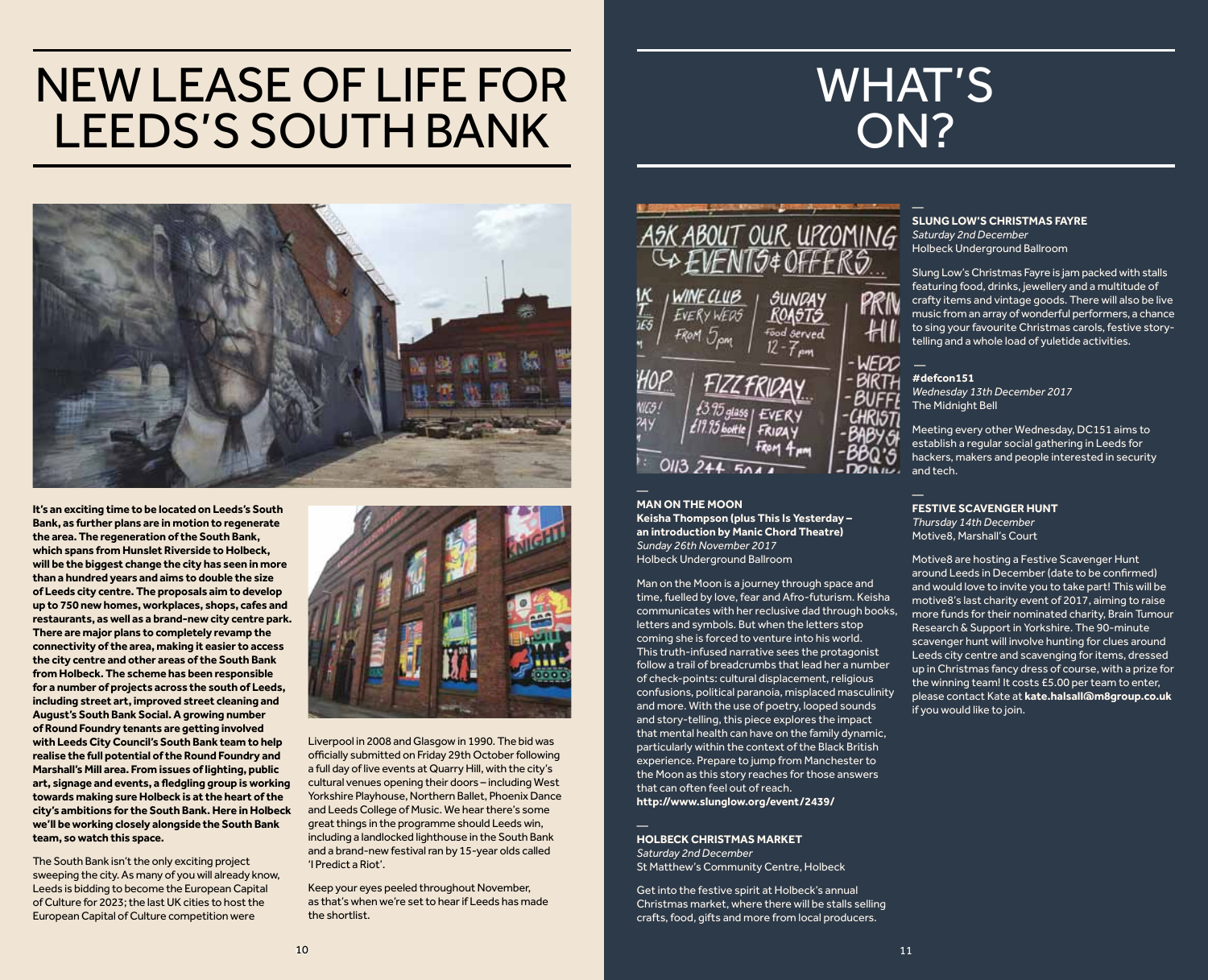# NEW LEASE OF LIFE FOR LEEDS'S SOUTH BANK

**It's an exciting time to be located on Leeds's South Bank, as further plans are in motion to regenerate the area. The regeneration of the South Bank, which spans from Hunslet Riverside to Holbeck, will be the biggest change the city has seen in more than a hundred years and aims to double the size of Leeds city centre. The proposals aim to develop up to 750 new homes, workplaces, shops, cafes and restaurants, as well as a brand-new city centre park. There are major plans to completely revamp the connectivity of the area, making it easier to access the city centre and other areas of the South Bank from Holbeck. The scheme has been responsible for a number of projects across the south of Leeds, including street art, improved street cleaning and August's South Bank Social. A growing number of Round Foundry tenants are getting involved with Leeds City Council's South Bank team to help realise the full potential of the Round Foundry and Marshall's Mill area. From issues of lighting, public art, signage and events, a fledgling group is working towards making sure Holbeck is at the heart of the city's ambitions for the South Bank. Here in Holbeck we'll be working closely alongside the South Bank team, so watch this space.**

The South Bank isn't the only exciting project sweeping the city. As many of you will already know, Leeds is bidding to become the European Capital of Culture for 2023; the last UK cities to host the European Capital of Culture competition were Liverpool in 2008 and Glasgow in 1990. The bid was officially submitted on Friday 29th October following a full day of live events at Quarry Hill, with the city's cultural venues opening their doors – including West Yorkshire Playhouse, Northern Ballet, Phoenix Dance and Leeds College of Music. We hear there's some great things in the programme should Leeds win, including a landlocked lighthouse in the South Bank and a brand-new festival ran by 15-year olds called 'I Predict a Riot'.

Keep your eyes peeled throughout November, as that's when we're set to hear if Leeds has made the shortlist.

# WHAT'S ON?

**MAN ON THE MOON**
**Keisha Thompson (plus This Is Yesterday – an introduction by Manic Chord Theatre)**
*Sunday 26th November 2017*
Holbeck Underground Ballroom

Man on the Moon is a journey through space and time, fuelled by love, fear and Afro-futurism. Keisha communicates with her reclusive dad through books, letters and symbols. But when the letters stop coming she is forced to venture into his world. This truth-infused narrative sees the protagonist follow a trail of breadcrumbs that lead her a number of check-points: cultural displacement, religious confusions, political paranoia, misplaced masculinity and more. With the use of poetry, looped sounds and story-telling, this piece explores the impact that mental health can have on the family dynamic, particularly within the context of the Black British experience. Prepare to jump from Manchester to the Moon as this story reaches for those answers that can often feel out of reach.
**http://www.slunglow.org/event/2439/**

**HOLBECK CHRISTMAS MARKET**
*Saturday 2nd December*
St Matthew's Community Centre, Holbeck

Get into the festive spirit at Holbeck's annual Christmas market, where there will be stalls selling crafts, food, gifts and more from local producers.

**SLUNG LOW'S CHRISTMAS FAYRE**
*Saturday 2nd December*
Holbeck Underground Ballroom

Slung Low's Christmas Fayre is jam packed with stalls featuring food, drinks, jewellery and a multitude of crafty items and vintage goods. There will also be live music from an array of wonderful performers, a chance to sing your favourite Christmas carols, festive story-telling and a whole load of yuletide activities.

**#defcon151**
*Wednesday 13th December 2017*
The Midnight Bell

Meeting every other Wednesday, DC151 aims to establish a regular social gathering in Leeds for hackers, makers and people interested in security and tech.

**FESTIVE SCAVENGER HUNT**
*Thursday 14th December*
Motive8, Marshall's Court

Motive8 are hosting a Festive Scavenger Hunt around Leeds in December (date to be confirmed) and would love to invite you to take part! This will be motive8's last charity event of 2017, aiming to raise more funds for their nominated charity, Brain Tumour Research & Support in Yorkshire. The 90-minute scavenger hunt will involve hunting for clues around Leeds city centre and scavenging for items, dressed up in Christmas fancy dress of course, with a prize for the winning team! It costs £5.00 per team to enter, please contact Kate at **kate.halsall@m8group.co.uk** if you would like to join.